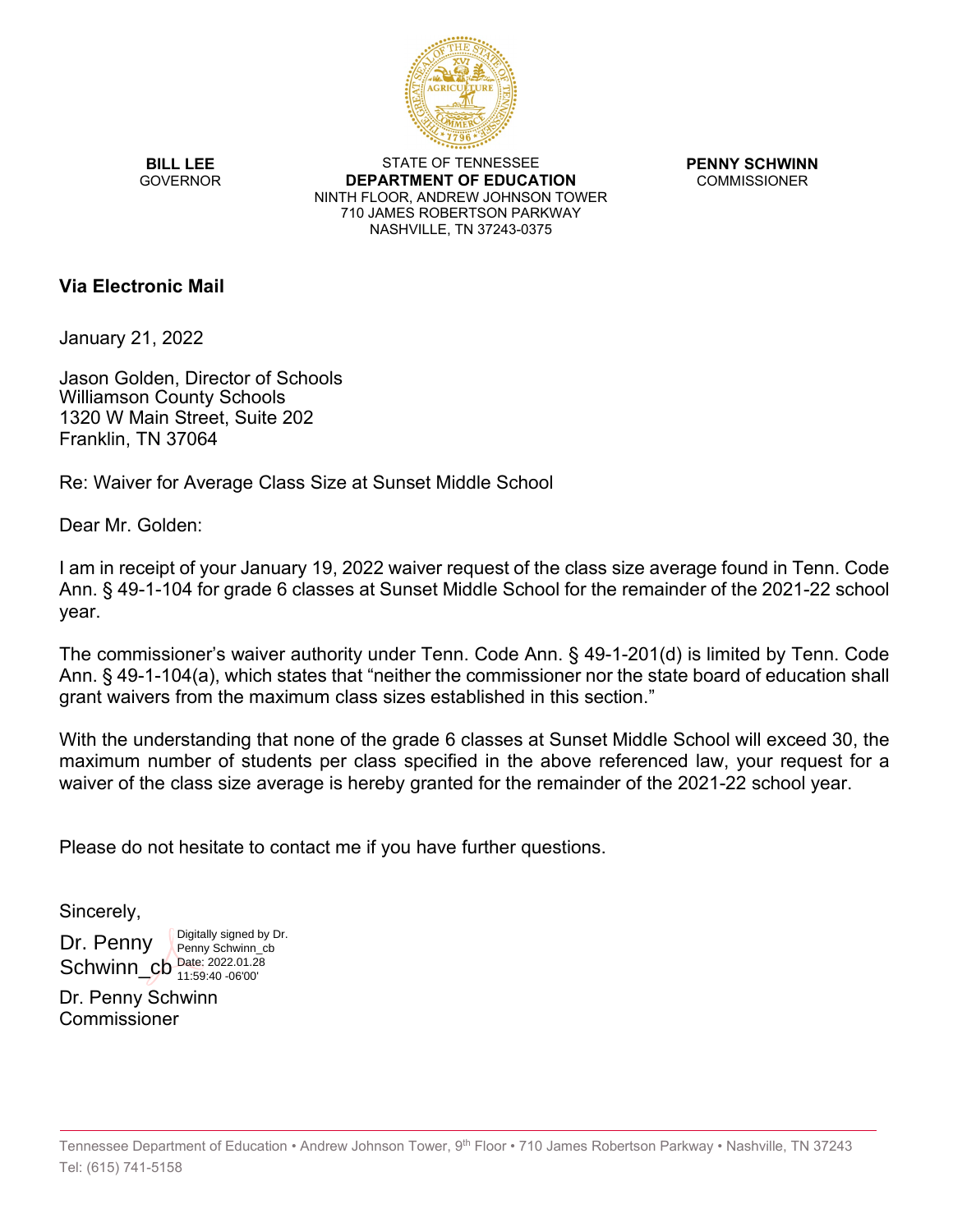**BILL LEE**
GOVERNOR

STATE OF TENNESSEE
**DEPARTMENT OF EDUCATION**
NINTH FLOOR, ANDREW JOHNSON TOWER
710 JAMES ROBERTSON PARKWAY
NASHVILLE, TN 37243-0375

**PENNY SCHWINN**
COMMISSIONER

**Via Electronic Mail**

January 21, 2022

Jason Golden, Director of Schools
Williamson County Schools
1320 W Main Street, Suite 202
Franklin, TN 37064

Re: Waiver for Average Class Size at Sunset Middle School

Dear Mr. Golden:

I am in receipt of your January 19, 2022 waiver request of the class size average found in Tenn. Code Ann. § 49-1-104 for grade 6 classes at Sunset Middle School for the remainder of the 2021-22 school year.

The commissioner's waiver authority under Tenn. Code Ann. § 49-1-201(d) is limited by Tenn. Code Ann. § 49-1-104(a), which states that "neither the commissioner nor the state board of education shall grant waivers from the maximum class sizes established in this section."

With the understanding that none of the grade 6 classes at Sunset Middle School will exceed 30, the maximum number of students per class specified in the above referenced law, your request for a waiver of the class size average is hereby granted for the remainder of the 2021-22 school year.

Please do not hesitate to contact me if you have further questions.

Sincerely,

Dr. Penny Schwinn_cb
Digitally signed by Dr. Penny Schwinn_cb
Date: 2022.01.28 11:59:40 -06'00'

Dr. Penny Schwinn
Commissioner

Tennessee Department of Education • Andrew Johnson Tower, 9th Floor • 710 James Robertson Parkway • Nashville, TN 37243
Tel: (615) 741-5158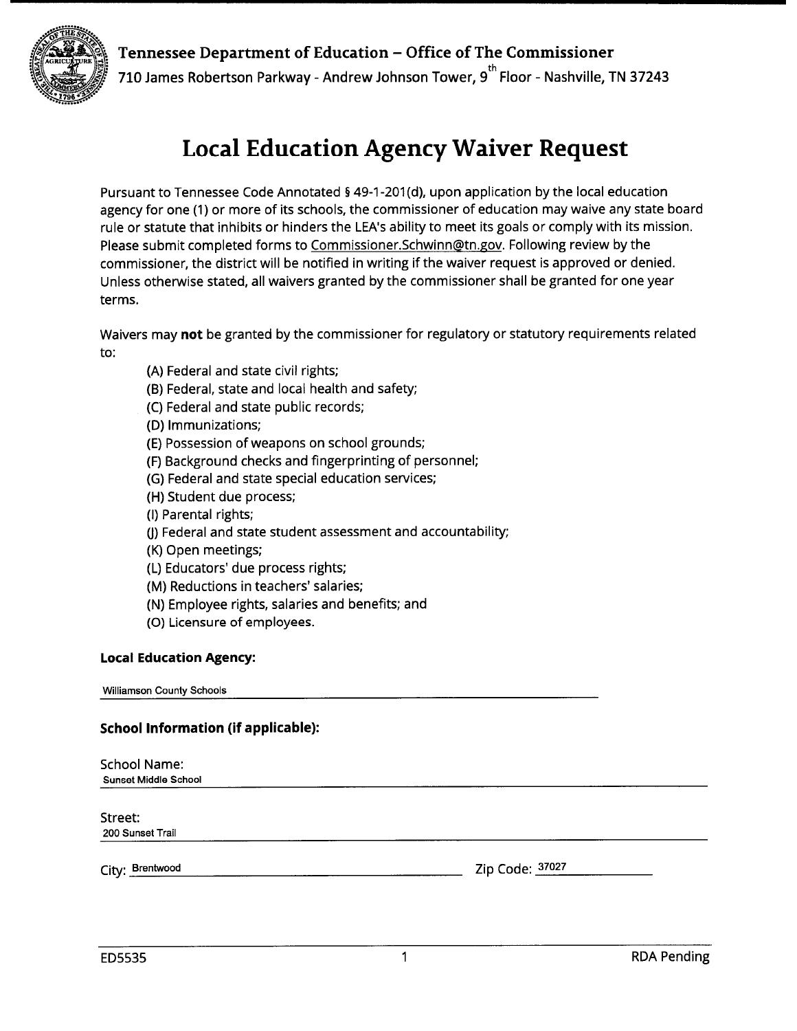Tennessee Department of Education – Office of The Commissioner

710 James Robertson Parkway - Andrew Johnson Tower, 9th Floor - Nashville, TN 37243

# Local Education Agency Waiver Request

Pursuant to Tennessee Code Annotated § 49-1-201(d), upon application by the local education agency for one (1) or more of its schools, the commissioner of education may waive any state board rule or statute that inhibits or hinders the LEA's ability to meet its goals or comply with its mission. Please submit completed forms to Commissioner.Schwinn@tn.gov. Following review by the commissioner, the district will be notified in writing if the waiver request is approved or denied. Unless otherwise stated, all waivers granted by the commissioner shall be granted for one year terms.

Waivers may **not** be granted by the commissioner for regulatory or statutory requirements related to:

- (A) Federal and state civil rights;
- (B) Federal, state and local health and safety;
- (C) Federal and state public records;
- (D) Immunizations;
- (E) Possession of weapons on school grounds;
- (F) Background checks and fingerprinting of personnel;
- (G) Federal and state special education services;
- (H) Student due process;
- (I) Parental rights;
- (J) Federal and state student assessment and accountability;
- (K) Open meetings;
- (L) Educators' due process rights;
- (M) Reductions in teachers' salaries;
- (N) Employee rights, salaries and benefits; and
- (O) Licensure of employees.

**Local Education Agency:**

Williamson County Schools

**School Information (if applicable):**

School Name:
Sunset Middle School

Street:
200 Sunset Trail

City: Brentwood

Zip Code: 37027

ED5535 RDA Pending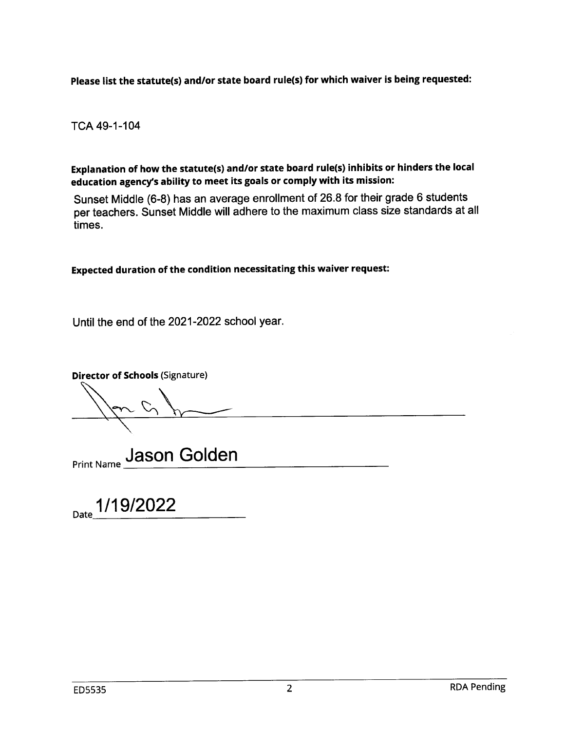**Please list the statute(s) and/or state board rule(s) for which waiver is being requested:**

TCA 49-1-104

**Explanation of how the statute(s) and/or state board rule(s) inhibits or hinders the local education agency's ability to meet its goals or comply with its mission:**

Sunset Middle (6-8) has an average enrollment of 26.8 for their grade 6 students per teachers. Sunset Middle will adhere to the maximum class size standards at all times.

**Expected duration of the condition necessitating this waiver request:**

Until the end of the 2021-2022 school year.

**Director of Schools** (Signature)

Print Name Jason Golden

Date 1/19/2022

ED5535 RDA Pending